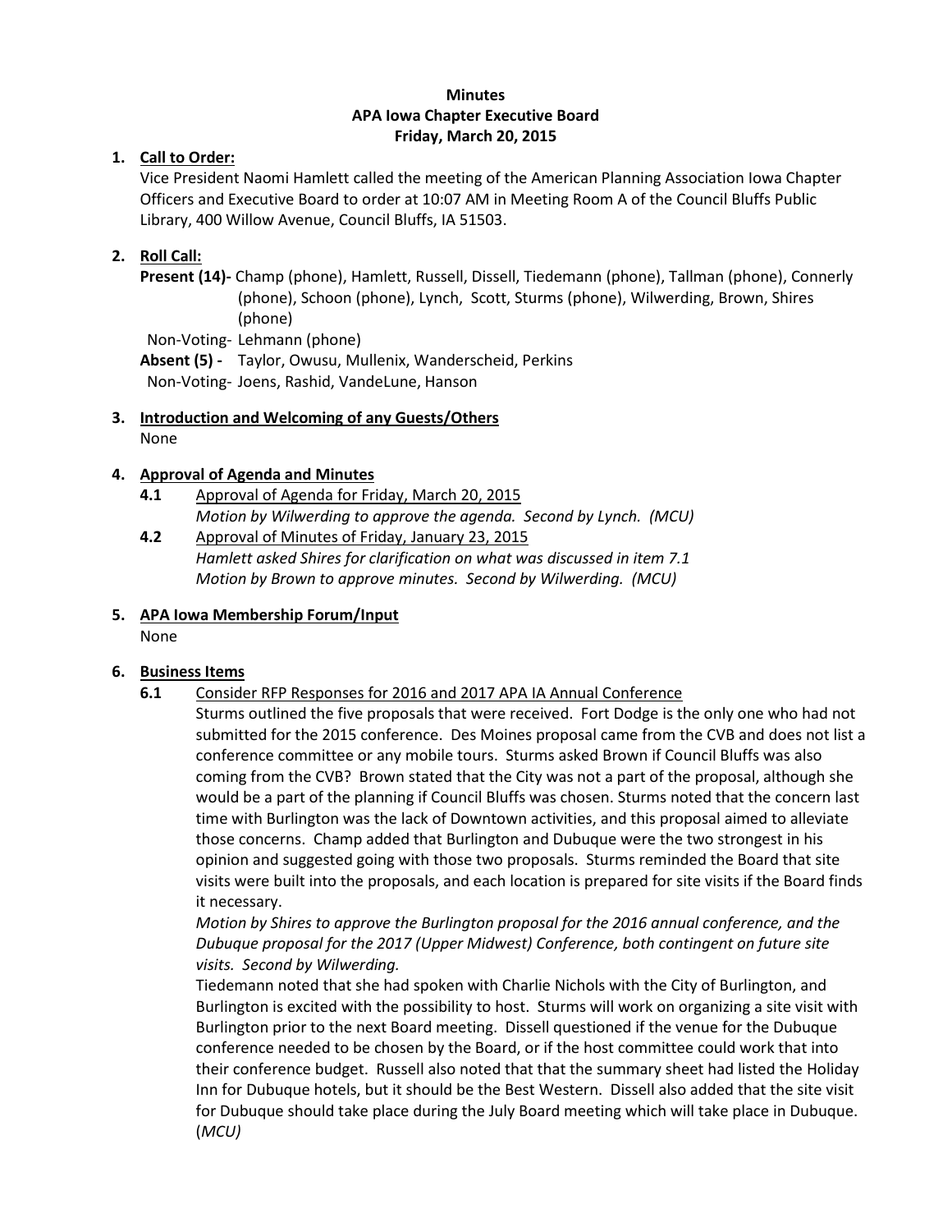**Minutes**
**APA Iowa Chapter Executive Board**
**Friday, March 20, 2015**

1. **Call to Order:**
   Vice President Naomi Hamlett called the meeting of the American Planning Association Iowa Chapter Officers and Executive Board to order at 10:07 AM in Meeting Room A of the Council Bluffs Public Library, 400 Willow Avenue, Council Bluffs, IA 51503.

2. **Roll Call:**
   **Present (14)-** Champ (phone), Hamlett, Russell, Dissell, Tiedemann (phone), Tallman (phone), Connerly (phone), Schoon (phone), Lynch, Scott, Sturms (phone), Wilwerding, Brown, Shires (phone)
   Non-Voting- Lehmann (phone)
   **Absent (5) -** Taylor, Owusu, Mullenix, Wanderscheid, Perkins
   Non-Voting- Joens, Rashid, VandeLune, Hanson

3. **Introduction and Welcoming of any Guests/Others**
   None

4. **Approval of Agenda and Minutes**
   - **4.1** Approval of Agenda for Friday, March 20, 2015
     *Motion by Wilwerding to approve the agenda. Second by Lynch. (MCU)*
   - **4.2** Approval of Minutes of Friday, January 23, 2015
     *Hamlett asked Shires for clarification on what was discussed in item 7.1*
     *Motion by Brown to approve minutes. Second by Wilwerding. (MCU)*

5. **APA Iowa Membership Forum/Input**
   None

6. **Business Items**
   - **6.1** Consider RFP Responses for 2016 and 2017 APA IA Annual Conference
     Sturms outlined the five proposals that were received. Fort Dodge is the only one who had not submitted for the 2015 conference. Des Moines proposal came from the CVB and does not list a conference committee or any mobile tours. Sturms asked Brown if Council Bluffs was also coming from the CVB? Brown stated that the City was not a part of the proposal, although she would be a part of the planning if Council Bluffs was chosen. Sturms noted that the concern last time with Burlington was the lack of Downtown activities, and this proposal aimed to alleviate those concerns. Champ added that Burlington and Dubuque were the two strongest in his opinion and suggested going with those two proposals. Sturms reminded the Board that site visits were built into the proposals, and each location is prepared for site visits if the Board finds it necessary.
     *Motion by Shires to approve the Burlington proposal for the 2016 annual conference, and the Dubuque proposal for the 2017 (Upper Midwest) Conference, both contingent on future site visits. Second by Wilwerding.*
     Tiedemann noted that she had spoken with Charlie Nichols with the City of Burlington, and Burlington is excited with the possibility to host. Sturms will work on organizing a site visit with Burlington prior to the next Board meeting. Dissell questioned if the venue for the Dubuque conference needed to be chosen by the Board, or if the host committee could work that into their conference budget. Russell also noted that that the summary sheet had listed the Holiday Inn for Dubuque hotels, but it should be the Best Western. Dissell also added that the site visit for Dubuque should take place during the July Board meeting which will take place in Dubuque. (*MCU)*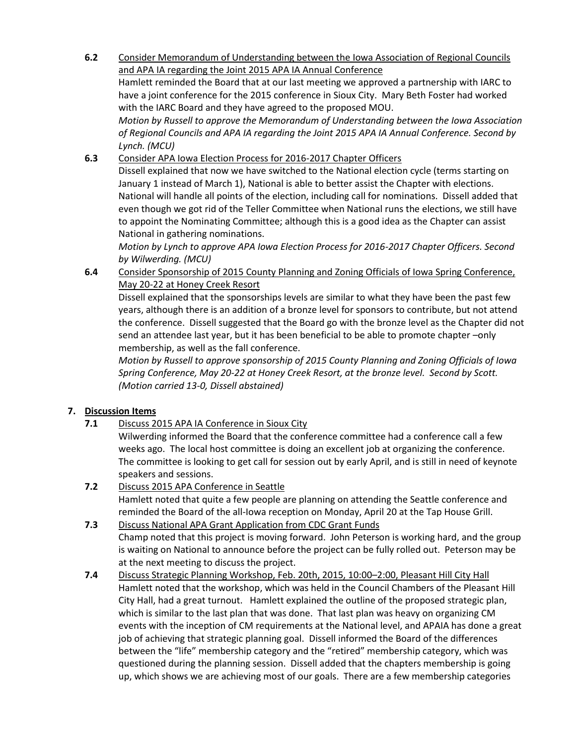**6.2** Consider Memorandum of Understanding between the Iowa Association of Regional Councils and APA IA regarding the Joint 2015 APA IA Annual Conference

Hamlett reminded the Board that at our last meeting we approved a partnership with IARC to have a joint conference for the 2015 conference in Sioux City. Mary Beth Foster had worked with the IARC Board and they have agreed to the proposed MOU.

*Motion by Russell to approve the Memorandum of Understanding between the Iowa Association of Regional Councils and APA IA regarding the Joint 2015 APA IA Annual Conference. Second by Lynch. (MCU)*

**6.3** Consider APA Iowa Election Process for 2016-2017 Chapter Officers

Dissell explained that now we have switched to the National election cycle (terms starting on January 1 instead of March 1), National is able to better assist the Chapter with elections. National will handle all points of the election, including call for nominations. Dissell added that even though we got rid of the Teller Committee when National runs the elections, we still have to appoint the Nominating Committee; although this is a good idea as the Chapter can assist National in gathering nominations.

*Motion by Lynch to approve APA Iowa Election Process for 2016-2017 Chapter Officers. Second by Wilwerding. (MCU)*

**6.4** Consider Sponsorship of 2015 County Planning and Zoning Officials of Iowa Spring Conference, May 20-22 at Honey Creek Resort

Dissell explained that the sponsorships levels are similar to what they have been the past few years, although there is an addition of a bronze level for sponsors to contribute, but not attend the conference. Dissell suggested that the Board go with the bronze level as the Chapter did not send an attendee last year, but it has been beneficial to be able to promote chapter –only membership, as well as the fall conference.

*Motion by Russell to approve sponsorship of 2015 County Planning and Zoning Officials of Iowa Spring Conference, May 20-22 at Honey Creek Resort, at the bronze level. Second by Scott. (Motion carried 13-0, Dissell abstained)*

## 7. Discussion Items

**7.1** Discuss 2015 APA IA Conference in Sioux City

Wilwerding informed the Board that the conference committee had a conference call a few weeks ago. The local host committee is doing an excellent job at organizing the conference. The committee is looking to get call for session out by early April, and is still in need of keynote speakers and sessions.

**7.2** Discuss 2015 APA Conference in Seattle

Hamlett noted that quite a few people are planning on attending the Seattle conference and reminded the Board of the all-Iowa reception on Monday, April 20 at the Tap House Grill.

**7.3** Discuss National APA Grant Application from CDC Grant Funds

Champ noted that this project is moving forward. John Peterson is working hard, and the group is waiting on National to announce before the project can be fully rolled out. Peterson may be at the next meeting to discuss the project.

**7.4** Discuss Strategic Planning Workshop, Feb. 20th, 2015, 10:00–2:00, Pleasant Hill City Hall

Hamlett noted that the workshop, which was held in the Council Chambers of the Pleasant Hill City Hall, had a great turnout. Hamlett explained the outline of the proposed strategic plan, which is similar to the last plan that was done. That last plan was heavy on organizing CM events with the inception of CM requirements at the National level, and APAIA has done a great job of achieving that strategic planning goal. Dissell informed the Board of the differences between the "life" membership category and the "retired" membership category, which was questioned during the planning session. Dissell added that the chapters membership is going up, which shows we are achieving most of our goals. There are a few membership categories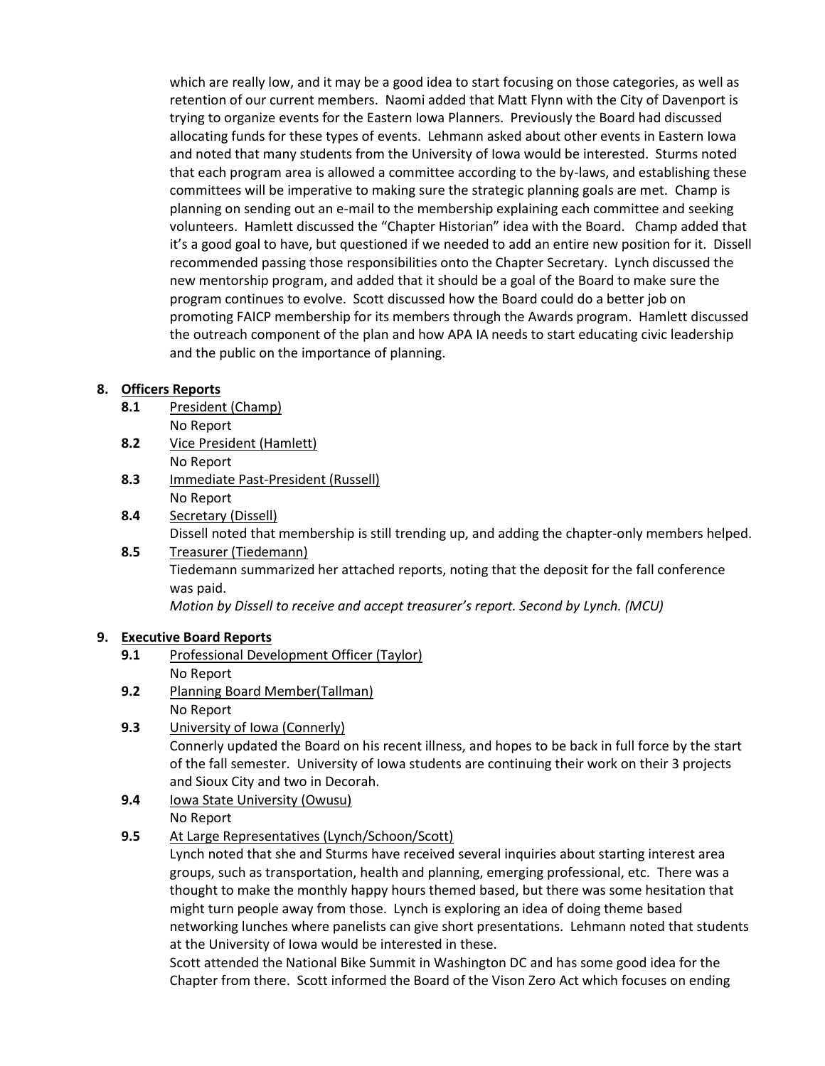which are really low, and it may be a good idea to start focusing on those categories, as well as retention of our current members. Naomi added that Matt Flynn with the City of Davenport is trying to organize events for the Eastern Iowa Planners. Previously the Board had discussed allocating funds for these types of events. Lehmann asked about other events in Eastern Iowa and noted that many students from the University of Iowa would be interested. Sturms noted that each program area is allowed a committee according to the by-laws, and establishing these committees will be imperative to making sure the strategic planning goals are met. Champ is planning on sending out an e-mail to the membership explaining each committee and seeking volunteers. Hamlett discussed the "Chapter Historian" idea with the Board. Champ added that it's a good goal to have, but questioned if we needed to add an entire new position for it. Dissell recommended passing those responsibilities onto the Chapter Secretary. Lynch discussed the new mentorship program, and added that it should be a goal of the Board to make sure the program continues to evolve. Scott discussed how the Board could do a better job on promoting FAICP membership for its members through the Awards program. Hamlett discussed the outreach component of the plan and how APA IA needs to start educating civic leadership and the public on the importance of planning.

**8. Officers Reports**

**8.1** President (Champ)
No Report

**8.2** Vice President (Hamlett)
No Report

**8.3** Immediate Past-President (Russell)
No Report

**8.4** Secretary (Dissell)
Dissell noted that membership is still trending up, and adding the chapter-only members helped.

**8.5** Treasurer (Tiedemann)
Tiedemann summarized her attached reports, noting that the deposit for the fall conference was paid.
*Motion by Dissell to receive and accept treasurer's report. Second by Lynch. (MCU)*

**9. Executive Board Reports**

**9.1** Professional Development Officer (Taylor)
No Report

**9.2** Planning Board Member(Tallman)
No Report

**9.3** University of Iowa (Connerly)
Connerly updated the Board on his recent illness, and hopes to be back in full force by the start of the fall semester. University of Iowa students are continuing their work on their 3 projects and Sioux City and two in Decorah.

**9.4** Iowa State University (Owusu)
No Report

**9.5** At Large Representatives (Lynch/Schoon/Scott)
Lynch noted that she and Sturms have received several inquiries about starting interest area groups, such as transportation, health and planning, emerging professional, etc. There was a thought to make the monthly happy hours themed based, but there was some hesitation that might turn people away from those. Lynch is exploring an idea of doing theme based networking lunches where panelists can give short presentations. Lehmann noted that students at the University of Iowa would be interested in these.
Scott attended the National Bike Summit in Washington DC and has some good idea for the Chapter from there. Scott informed the Board of the Vison Zero Act which focuses on ending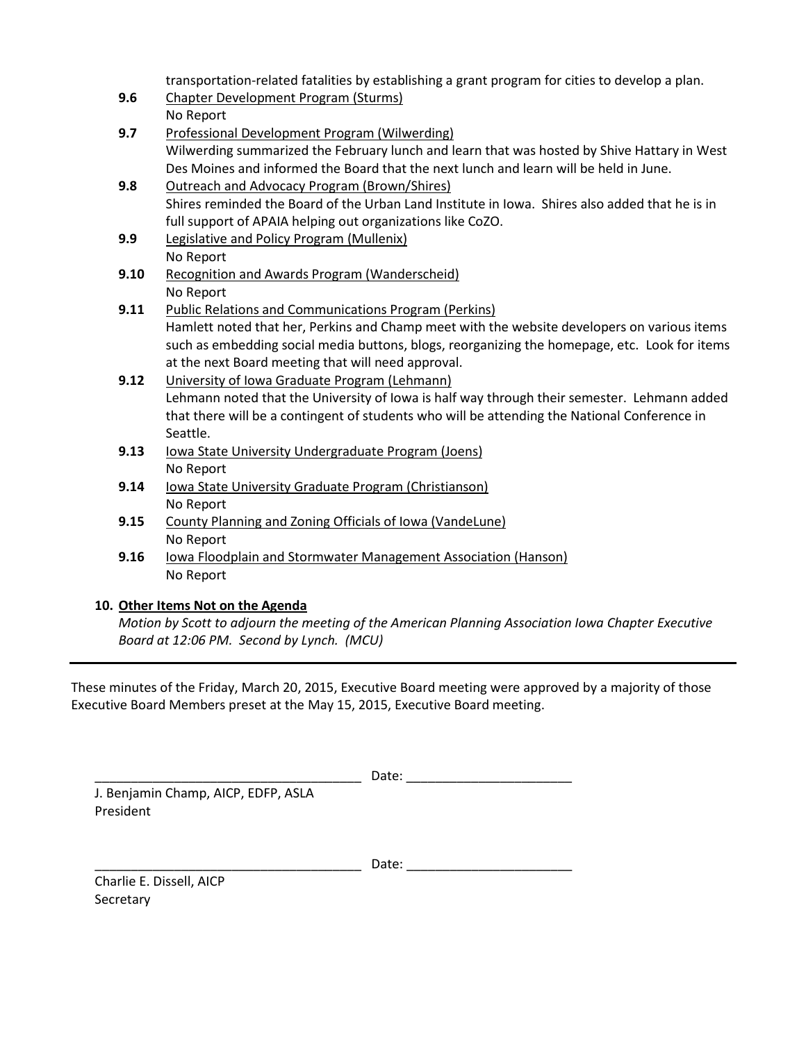transportation-related fatalities by establishing a grant program for cities to develop a plan.

**9.6** Chapter Development Program (Sturms)
No Report

**9.7** Professional Development Program (Wilwerding)
Wilwerding summarized the February lunch and learn that was hosted by Shive Hattary in West Des Moines and informed the Board that the next lunch and learn will be held in June.

**9.8** Outreach and Advocacy Program (Brown/Shires)
Shires reminded the Board of the Urban Land Institute in Iowa. Shires also added that he is in full support of APAIA helping out organizations like CoZO.

**9.9** Legislative and Policy Program (Mullenix)
No Report

**9.10** Recognition and Awards Program (Wanderscheid)
No Report

**9.11** Public Relations and Communications Program (Perkins)
Hamlett noted that her, Perkins and Champ meet with the website developers on various items such as embedding social media buttons, blogs, reorganizing the homepage, etc. Look for items at the next Board meeting that will need approval.

**9.12** University of Iowa Graduate Program (Lehmann)
Lehmann noted that the University of Iowa is half way through their semester. Lehmann added that there will be a contingent of students who will be attending the National Conference in Seattle.

**9.13** Iowa State University Undergraduate Program (Joens)
No Report

**9.14** Iowa State University Graduate Program (Christianson)
No Report

**9.15** County Planning and Zoning Officials of Iowa (VandeLune)
No Report

**9.16** Iowa Floodplain and Stormwater Management Association (Hanson)
No Report

**10. Other Items Not on the Agenda**

*Motion by Scott to adjourn the meeting of the American Planning Association Iowa Chapter Executive Board at 12:06 PM. Second by Lynch. (MCU)*

---

These minutes of the Friday, March 20, 2015, Executive Board meeting were approved by a majority of those Executive Board Members preset at the May 15, 2015, Executive Board meeting.

_____________________________________ Date: _______________________

J. Benjamin Champ, AICP, EDFP, ASLA
President

_____________________________________ Date: _______________________

Charlie E. Dissell, AICP
Secretary